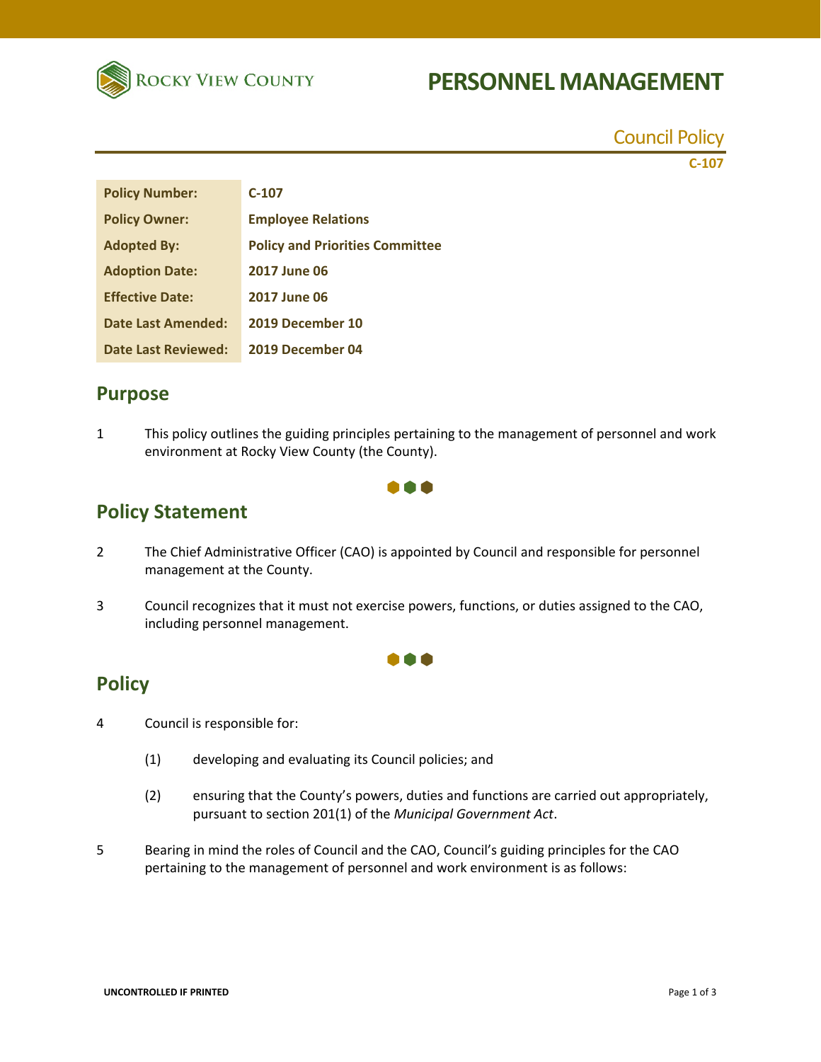# PERSONNEL MANAGEMENT

Council Policy

C-107

| Policy Number: | C-107 |
|---|---|
| Policy Owner: | Employee Relations |
| Adopted By: | Policy and Priorities Committee |
| Adoption Date: | 2017 June 06 |
| Effective Date: | 2017 June 06 |
| Date Last Amended: | 2019 December 10 |
| Date Last Reviewed: | 2019 December 04 |

## Purpose

1 This policy outlines the guiding principles pertaining to the management of personnel and work environment at Rocky View County (the County).

## Policy Statement

2 The Chief Administrative Officer (CAO) is appointed by Council and responsible for personnel management at the County.

3 Council recognizes that it must not exercise powers, functions, or duties assigned to the CAO, including personnel management.

## Policy

4 Council is responsible for:

(1) developing and evaluating its Council policies; and

(2) ensuring that the County's powers, duties and functions are carried out appropriately, pursuant to section 201(1) of the *Municipal Government Act*.

5 Bearing in mind the roles of Council and the CAO, Council's guiding principles for the CAO pertaining to the management of personnel and work environment is as follows: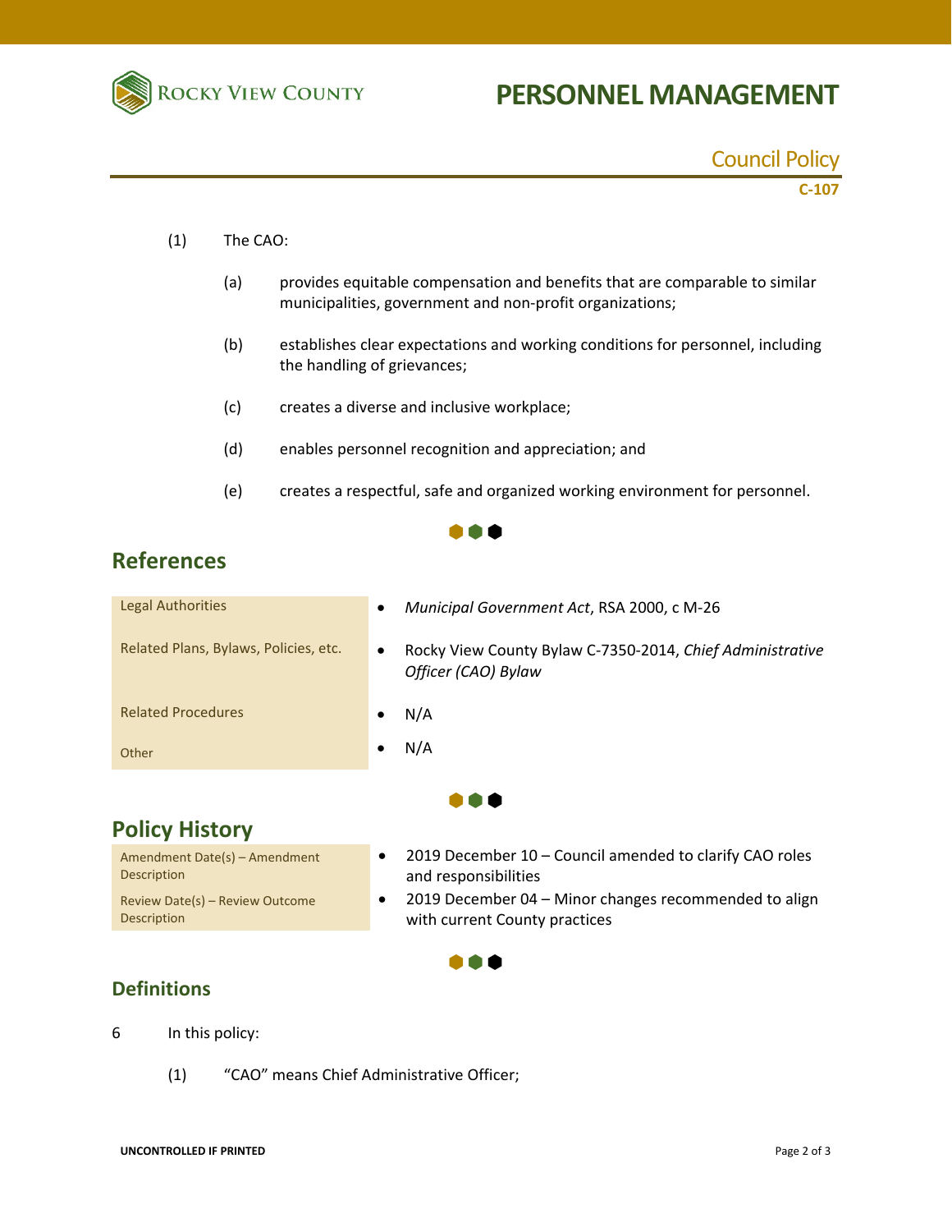(1) The CAO:

(a) provides equitable compensation and benefits that are comparable to similar municipalities, government and non-profit organizations;

(b) establishes clear expectations and working conditions for personnel, including the handling of grievances;

(c) creates a diverse and inclusive workplace;

(d) enables personnel recognition and appreciation; and

(e) creates a respectful, safe and organized working environment for personnel.

## References

| | |
|---|---|
| Legal Authorities | • *Municipal Government Act*, RSA 2000, c M-26 |
| Related Plans, Bylaws, Policies, etc. | • Rocky View County Bylaw C-7350-2014, *Chief Administrative Officer (CAO) Bylaw* |
| Related Procedures | • N/A |
| Other | • N/A |

## Policy History

| | |
|---|---|
| Amendment Date(s) – Amendment Description | • 2019 December 10 – Council amended to clarify CAO roles and responsibilities |
| Review Date(s) – Review Outcome Description | • 2019 December 04 – Minor changes recommended to align with current County practices |

## Definitions

6 In this policy:

(1) "CAO" means Chief Administrative Officer;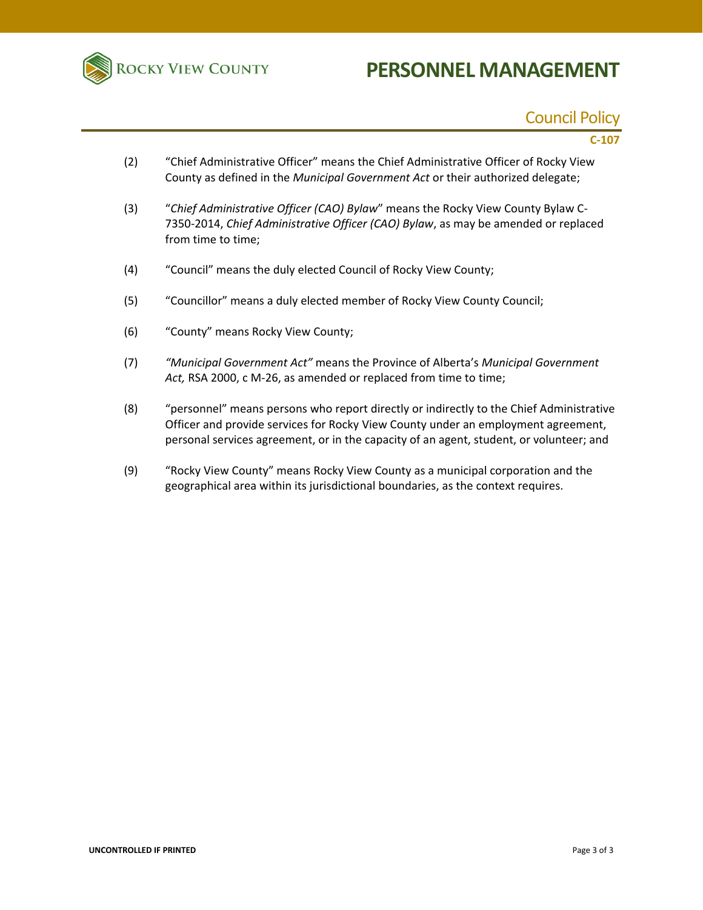(2) "Chief Administrative Officer" means the Chief Administrative Officer of Rocky View County as defined in the *Municipal Government Act* or their authorized delegate;

(3) "*Chief Administrative Officer (CAO) Bylaw*" means the Rocky View County Bylaw C-7350-2014, *Chief Administrative Officer (CAO) Bylaw*, as may be amended or replaced from time to time;

(4) "Council" means the duly elected Council of Rocky View County;

(5) "Councillor" means a duly elected member of Rocky View County Council;

(6) "County" means Rocky View County;

(7) *"Municipal Government Act"* means the Province of Alberta's *Municipal Government Act,* RSA 2000, c M-26, as amended or replaced from time to time;

(8) "personnel" means persons who report directly or indirectly to the Chief Administrative Officer and provide services for Rocky View County under an employment agreement, personal services agreement, or in the capacity of an agent, student, or volunteer; and

(9) "Rocky View County" means Rocky View County as a municipal corporation and the geographical area within its jurisdictional boundaries, as the context requires.